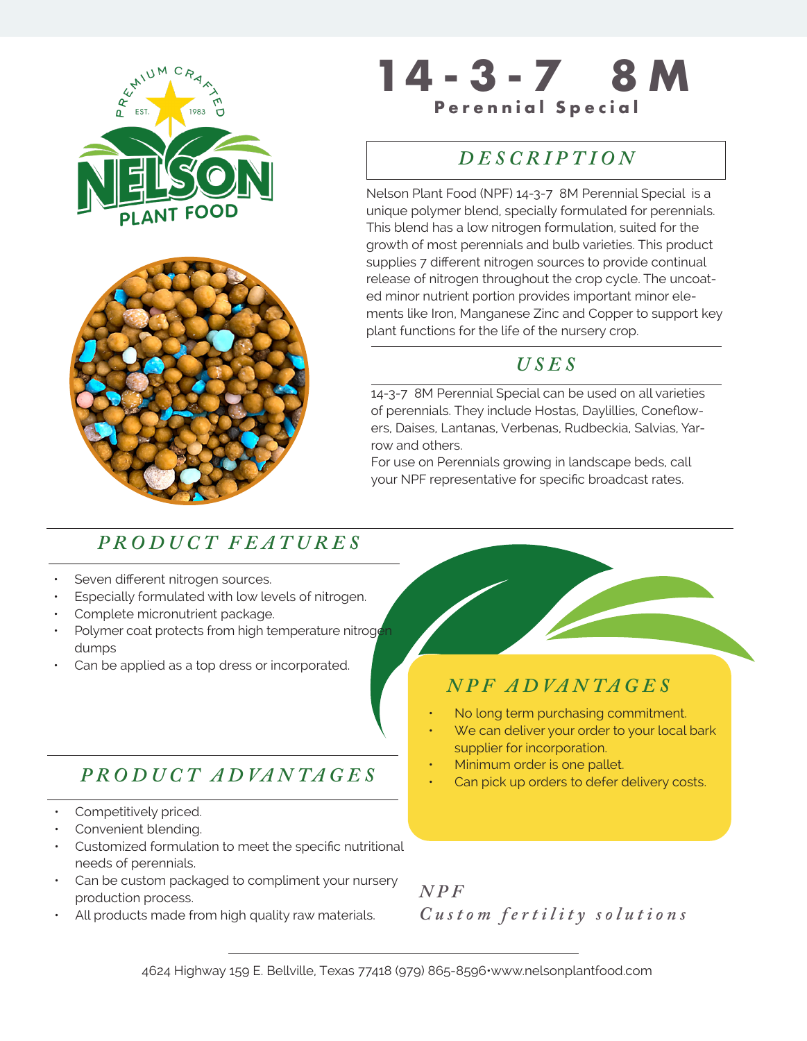# 14-3-7 8M

## Perennial Special

### DESCRIPTION

Nelson Plant Food (NPF) 14-3-7 8M Perennial Special is a unique polymer blend, specially formulated for perennials. This blend has a low nitrogen formulation, suited for the growth of most perennials and bulb varieties. This product supplies 7 different nitrogen sources to provide continual release of nitrogen throughout the crop cycle. The uncoated minor nutrient portion provides important minor elements like Iron, Manganese Zinc and Copper to support key plant functions for the life of the nursery crop.

### USES

14-3-7 8M Perennial Special can be used on all varieties of perennials. They include Hostas, Daylillies, Coneflowers, Daises, Lantanas, Verbenas, Rudbeckia, Salvias, Yarrow and others.

For use on Perennials growing in landscape beds, call your NPF representative for specific broadcast rates.

### PRODUCT FEATURES

- Seven different nitrogen sources.
- Especially formulated with low levels of nitrogen.
- Complete micronutrient package.
- Polymer coat protects from high temperature nitrogen dumps
- Can be applied as a top dress or incorporated.

### NPF ADVANTAGES

- No long term purchasing commitment.
- We can deliver your order to your local bark supplier for incorporation.
- Minimum order is one pallet.
- Can pick up orders to defer delivery costs.

### PRODUCT ADVANTAGES

- Competitively priced.
- Convenient blending.
- Customized formulation to meet the specific nutritional needs of perennials.
- Can be custom packaged to compliment your nursery production process.
- All products made from high quality raw materials.

*NPF*
*Custom fertility solutions*

4624 Highway 159 E. Bellville, Texas 77418 (979) 865-8596•www.nelsonplantfood.com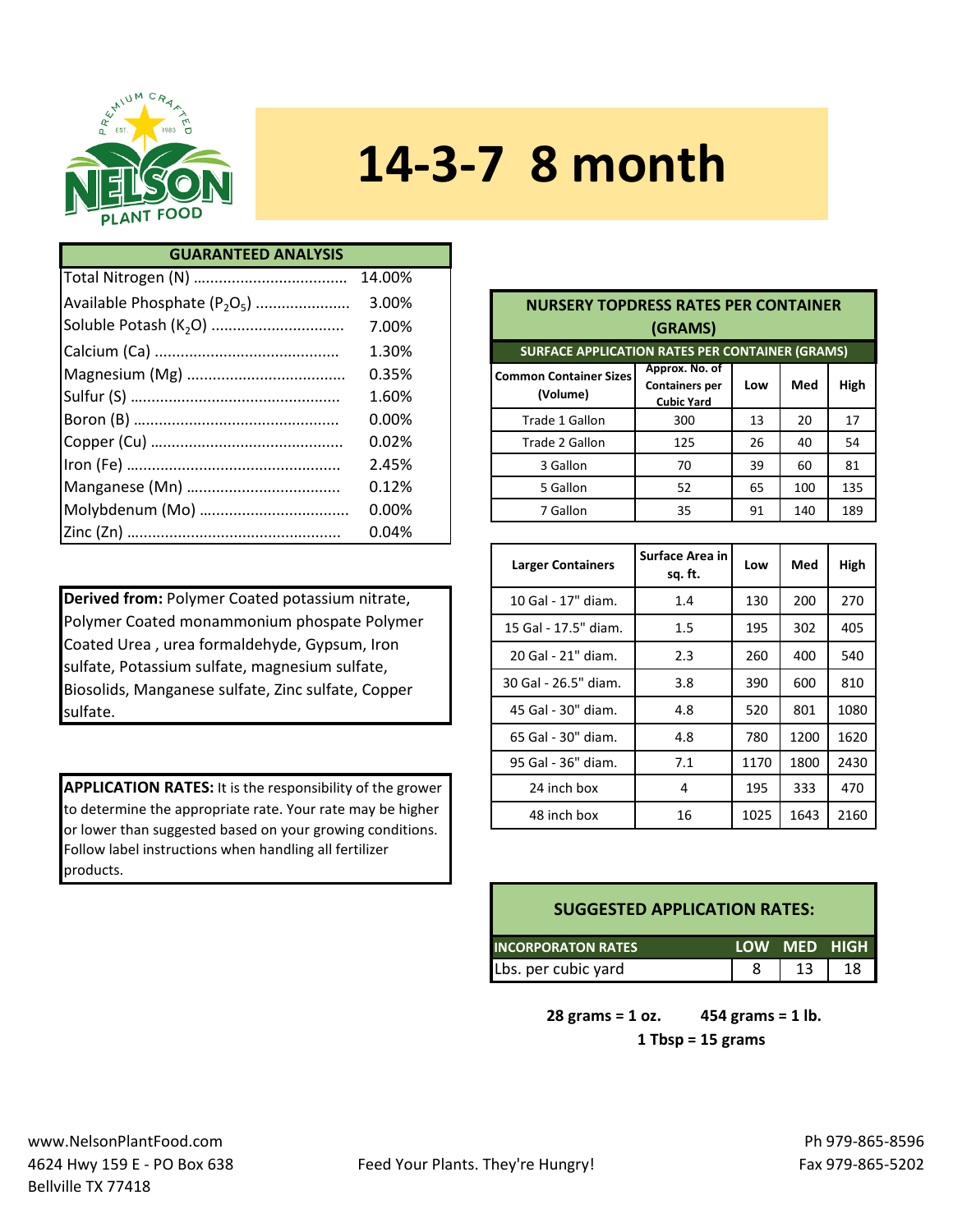# 14-3-7 8 month

| GUARANTEED ANALYSIS | |
|---|---|
| Total Nitrogen (N) .................................... | 14.00% |
| Available Phosphate ($P_2O_5$) ...................... | 3.00% |
| Soluble Potash ($K_2O$) ............................... | 7.00% |
| Calcium (Ca) ........................................... | 1.30% |
| Magnesium (Mg) ..................................... | 0.35% |
| Sulfur (S) ................................................. | 1.60% |
| Boron (B) ................................................ | 0.00% |
| Copper (Cu) ............................................ | 0.02% |
| Iron (Fe) ................................................. | 2.45% |
| Manganese (Mn) .................................... | 0.12% |
| Molybdenum (Mo) .................................. | 0.00% |
| Zinc (Zn) ................................................. | 0.04% |

**Derived from:** Polymer Coated potassium nitrate, Polymer Coated monammonium phospate Polymer Coated Urea , urea formaldehyde, Gypsum, Iron sulfate, Potassium sulfate, magnesium sulfate, Biosolids, Manganese sulfate, Zinc sulfate, Copper sulfate.

**APPLICATION RATES:** It is the responsibility of the grower to determine the appropriate rate. Your rate may be higher or lower than suggested based on your growing conditions. Follow label instructions when handling all fertilizer products.

**NURSERY TOPDRESS RATES PER CONTAINER (GRAMS)**

| SURFACE APPLICATION RATES PER CONTAINER (GRAMS) | | | | |
|---|---|---|---|---|
| **Common Container Sizes (Volume)** | **Approx. No. of Containers per Cubic Yard** | **Low** | **Med** | **High** |
| Trade 1 Gallon | 300 | 13 | 20 | 17 |
| Trade 2 Gallon | 125 | 26 | 40 | 54 |
| 3 Gallon | 70 | 39 | 60 | 81 |
| 5 Gallon | 52 | 65 | 100 | 135 |
| 7 Gallon | 35 | 91 | 140 | 189 |

| Larger Containers | Surface Area in sq. ft. | Low | Med | High |
|---|---|---|---|---|
| 10 Gal - 17" diam. | 1.4 | 130 | 200 | 270 |
| 15 Gal - 17.5" diam. | 1.5 | 195 | 302 | 405 |
| 20 Gal - 21" diam. | 2.3 | 260 | 400 | 540 |
| 30 Gal - 26.5" diam. | 3.8 | 390 | 600 | 810 |
| 45 Gal - 30" diam. | 4.8 | 520 | 801 | 1080 |
| 65 Gal - 30" diam. | 4.8 | 780 | 1200 | 1620 |
| 95 Gal - 36" diam. | 7.1 | 1170 | 1800 | 2430 |
| 24 inch box | 4 | 195 | 333 | 470 |
| 48 inch box | 16 | 1025 | 1643 | 2160 |

**SUGGESTED APPLICATION RATES:**

| INCORPORATON RATES | LOW | MED | HIGH |
|---|---|---|---|
| Lbs. per cubic yard | 8 | 13 | 18 |

**28 grams = 1 oz.** **454 grams = 1 lb.**

**1 Tbsp = 15 grams**

www.NelsonPlantFood.com
4624 Hwy 159 E - PO Box 638
Bellville TX 77418

Feed Your Plants. They're Hungry!

Ph 979-865-8596
Fax 979-865-5202